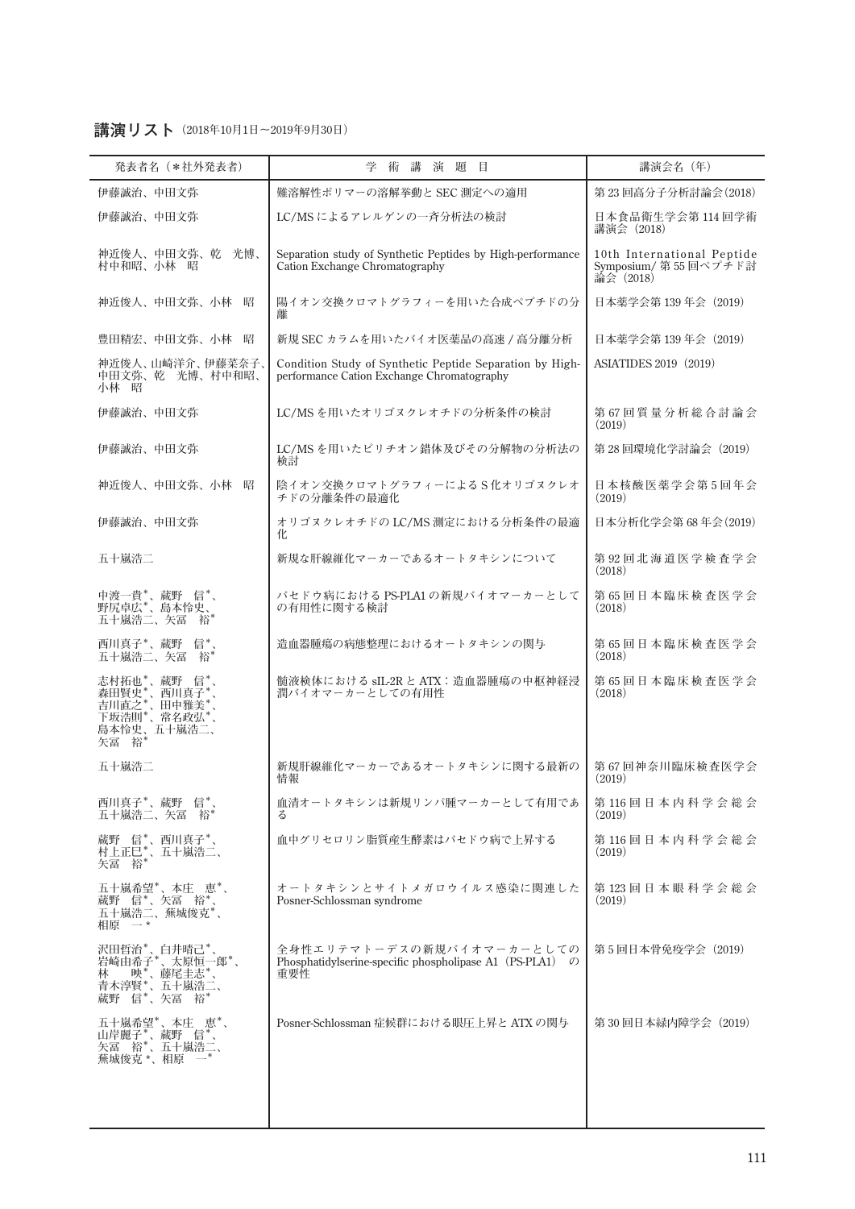## 講演リスト（2018年10月1日～2019年9月30日）

| 発表者名（＊社外発表者） | 学 術 講 演 題 目 | 講演会名（年） |
|---|---|---|
| 伊藤誠治、中田文弥 | 難溶解性ポリマーの溶解挙動と SEC 測定への適用 | 第 23 回高分子分析討論会（2018） |
| 伊藤誠治、中田文弥 | LC/MS によるアレルゲンの一斉分析法の検討 | 日本食品衛生学会第 114 回学術講演会（2018） |
| 神近俊人、中田文弥、乾　光博、村中和昭、小林　昭 | Separation study of Synthetic Peptides by High-performance Cation Exchange Chromatography | 10th International Peptide Symposium/ 第 55 回ペプチド討論会（2018） |
| 神近俊人、中田文弥、小林　昭 | 陽イオン交換クロマトグラフィーを用いた合成ペプチドの分離 | 日本薬学会第 139 年会（2019） |
| 豊田精宏、中田文弥、小林　昭 | 新規 SEC カラムを用いたバイオ医薬品の高速 / 高分離分析 | 日本薬学会第 139 年会（2019） |
| 神近俊人、山崎洋介、伊藤菜奈子、中田文弥、乾　光博、村中和昭、小林　昭 | Condition Study of Synthetic Peptide Separation by High-performance Cation Exchange Chromatography | ASIATIDES 2019（2019） |
| 伊藤誠治、中田文弥 | LC/MS を用いたオリゴヌクレオチドの分析条件の検討 | 第 67 回質量分析総合討論会（2019） |
| 伊藤誠治、中田文弥 | LC/MS を用いたピリチオン錯体及びその分解物の分析法の検討 | 第 28 回環境化学討論会（2019） |
| 神近俊人、中田文弥、小林　昭 | 陰イオン交換クロマトグラフィーによる S 化オリゴヌクレオチドの分離条件の最適化 | 日本核酸医薬学会第 5 回年会（2019） |
| 伊藤誠治、中田文弥 | オリゴヌクレオチドの LC/MS 測定における分析条件の最適化 | 日本分析化学会第 68 年会（2019） |
| 五十嵐浩二 | 新規な肝線維化マーカーであるオートタキシンについて | 第 92 回北海道医学検査学会（2018） |
| 中渡一貴*、蔵野　信*、野尻卓広*、島本怜史、五十嵐浩二、矢冨　裕* | バセドウ病における PS-PLA1 の新規バイオマーカーとしての有用性に関する検討 | 第 65 回日本臨床検査医学会（2018） |
| 西川真子*、蔵野　信*、五十嵐浩二、矢冨　裕* | 造血器腫瘍の病態整理におけるオートタキシンの関与 | 第 65 回日本臨床検査医学会（2018） |
| 志村拓也*、蔵野　信*、森田賢史*、西川真子*、吉川直之*、田中雅美*、下坂浩則*、常名政弘*、島本怜史、五十嵐浩二、矢冨　裕* | 髄液検体における sIL-2R と ATX：造血器腫瘍の中枢神経浸潤バイオマーカーとしての有用性 | 第 65 回日本臨床検査医学会（2018） |
| 五十嵐浩二 | 新規肝線維化マーカーであるオートタキシンに関する最新の情報 | 第 67 回神奈川臨床検査医学会（2019） |
| 西川真子*、蔵野　信*、五十嵐浩二、矢冨　裕* | 血清オートタキシンは新規リンパ腫マーカーとして有用である | 第 116 回日本内科学会総会（2019） |
| 蔵野　信*、西川真子*、村上正巳*、五十嵐浩二、矢冨　裕* | 血中グリセロリン脂質産生酵素はバセドウ病で上昇する | 第 116 回日本内科学会総会（2019） |
| 五十嵐希望*、本庄　恵*、蔵野　信*、矢冨　裕*、五十嵐浩二、蕪城俊克*、相原　一* | オートタキシンとサイトメガロウイルス感染に関連した Posner-Schlossman syndrome | 第 123 回日本眼科学会総会（2019） |
| 沢田哲治*、白井晴己*、岩崎由希子*、太原恒一郎*、林　　映*、藤尾圭志*、青木淳賢*、五十嵐浩二、蔵野　信*、矢冨　裕* | 全身性エリテマトーデスの新規バイオマーカーとしての Phosphatidylserine-specific phospholipase A1（PS-PLA1）の重要性 | 第 5 回日本骨免疫学会（2019） |
| 五十嵐希望*、本庄　恵*、山岸麗子*、蔵野　信*、矢冨　裕*、五十嵐浩二、蕪城俊克 *、相原　一* | Posner-Schlossman 症候群における眼圧上昇と ATX の関与 | 第 30 回日本緑内障学会（2019） |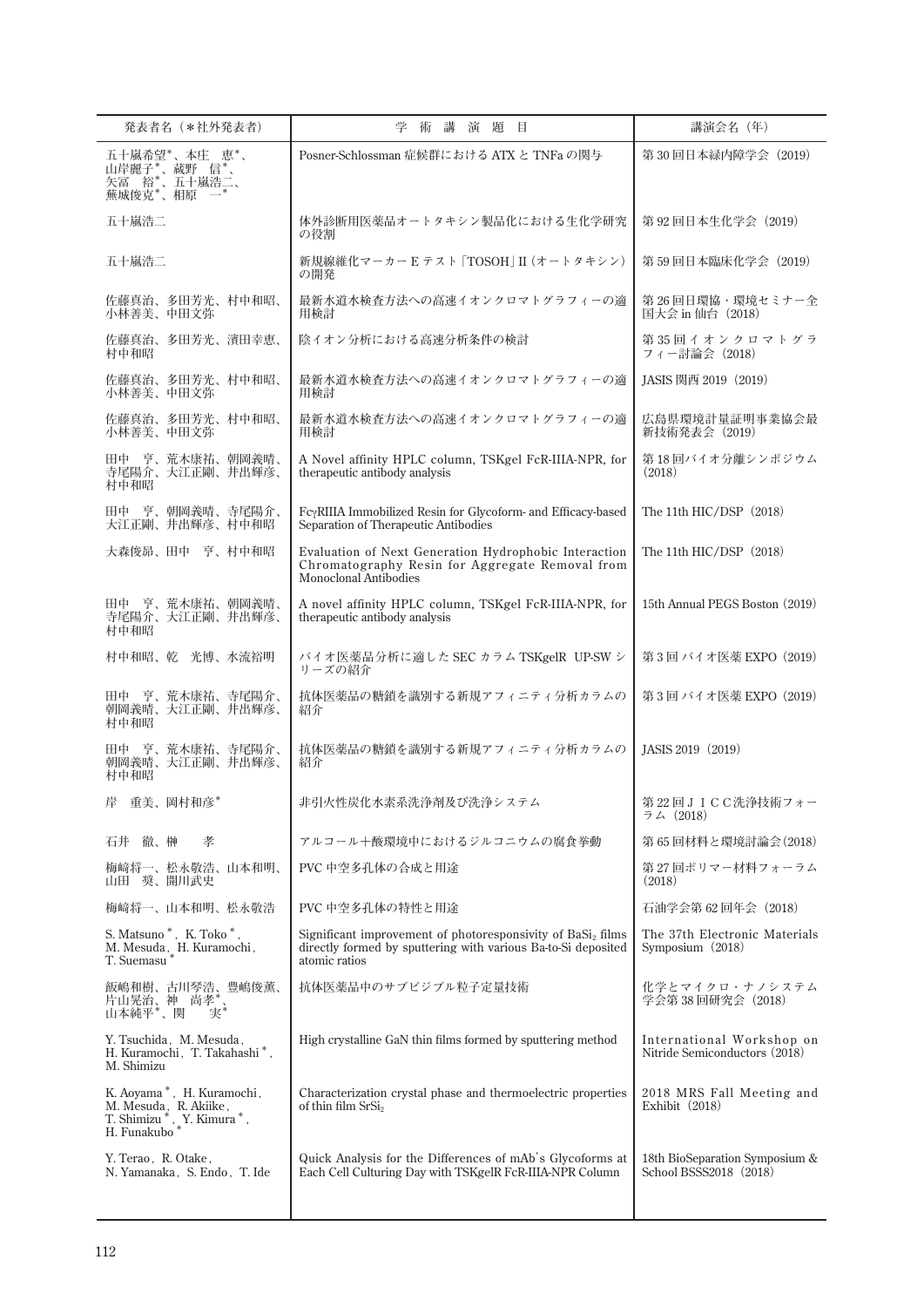| 発表者名（＊社外発表者） | 学　術　講　演　題　目 | 講演会名（年） |
|---|---|---|
| 五十嵐希望*、本庄　恵*、山岸麗子*、蔵野　信*、矢冨　裕*、五十嵐浩二、蕪城俊克*、相原　一* | Posner-Schlossman 症候群における ATX と TNFα の関与 | 第 30 回日本緑内障学会（2019） |
| 五十嵐浩二 | 体外診断用医薬品オートタキシン製品化における生化学研究の役割 | 第 92 回日本生化学会（2019） |
| 五十嵐浩二 | 新規線維化マーカー E テスト「TOSOH」II（オートタキシン）の開発 | 第 59 回日本臨床化学会（2019） |
| 佐藤真治、多田芳光、村中和昭、小林善美、中田文弥 | 最新水道水検査方法への高速イオンクロマトグラフィーの適用検討 | 第 26 回日環協・環境セミナー全国大会 in 仙台（2018） |
| 佐藤真治、多田芳光、濱田幸恵、村中和昭 | 陰イオン分析における高速分析条件の検討 | 第 35 回イオンクロマトグラフィー討論会（2018） |
| 佐藤真治、多田芳光、村中和昭、小林善美、中田文弥 | 最新水道水検査方法への高速イオンクロマトグラフィーの適用検討 | JASIS 関西 2019（2019） |
| 佐藤真治、多田芳光、村中和昭、小林善美、中田文弥 | 最新水道水検査方法への高速イオンクロマトグラフィーの適用検討 | 広島県環境計量証明事業協会最新技術発表会（2019） |
| 田中　亨、荒木康祐、朝岡義晴、寺尾陽介、大江正剛、井出輝彦、村中和昭 | A Novel affinity HPLC column, TSKgel FcR-IIIA-NPR, for therapeutic antibody analysis | 第 18 回バイオ分離シンポジウム（2018） |
| 田中　亨、朝岡義晴、寺尾陽介、大江正剛、井出輝彦、村中和昭 | FcγRIIIA Immobilized Resin for Glycoform- and Efficacy-based Separation of Therapeutic Antibodies | The 11th HIC/DSP（2018） |
| 大森俊昴、田中　亨、村中和昭 | Evaluation of Next Generation Hydrophobic Interaction Chromatography Resin for Aggregate Removal from Monoclonal Antibodies | The 11th HIC/DSP（2018） |
| 田中　亨、荒木康祐、朝岡義晴、寺尾陽介、大江正剛、井出輝彦、村中和昭 | A novel affinity HPLC column, TSKgel FcR-IIIA-NPR, for therapeutic antibody analysis | 15th Annual PEGS Boston（2019） |
| 村中和昭、乾　光博、水流裕明 | バイオ医薬品分析に適した SEC カラム TSKgelR UP-SW シリーズの紹介 | 第 3 回バイオ医薬 EXPO（2019） |
| 田中　亨、荒木康祐、寺尾陽介、朝岡義晴、大江正剛、井出輝彦、村中和昭 | 抗体医薬品の糖鎖を識別する新規アフィニティ分析カラムの紹介 | 第 3 回バイオ医薬 EXPO（2019） |
| 田中　亨、荒木康祐、寺尾陽介、朝岡義晴、大江正剛、井出輝彦、村中和昭 | 抗体医薬品の糖鎖を識別する新規アフィニティ分析カラムの紹介 | JASIS 2019（2019） |
| 岸　重美、岡村和彦* | 非引火性炭化水素系洗浄剤及び洗浄システム | 第 22 回ＪＩＣＣ洗浄技術フォーラム（2018） |
| 石井　徹、榊　　孝 | アルコール＋酸環境中におけるジルコニウムの腐食挙動 | 第 65 回材料と環境討論会(2018) |
| 梅崎将一、松永敬浩、山本和明、山田　奨、開川武史 | PVC 中空多孔体の合成と用途 | 第 27 回ポリマー材料フォーラム（2018） |
| 梅崎将一、山本和明、松永敬浩 | PVC 中空多孔体の特性と用途 | 石油学会第 62 回年会（2018） |
| S. Matsuno*, K. Toko*, M. Mesuda, H. Kuramochi, T. Suemasu* | Significant improvement of photoresponsivity of $BaSi_2$ films directly formed by sputtering with various Ba-to-Si deposited atomic ratios | The 37th Electronic Materials Symposium（2018） |
| 飯嶋和樹、古川琴浩、豊嶋俊薫、片山晃治、神　尚孝*、山本純平*、関　　実* | 抗体医薬品中のサブビジブル粒子定量技術 | 化学とマイクロ・ナノシステム学会第 38 回研究会（2018） |
| Y. Tsuchida, M. Mesuda, H. Kuramochi, T. Takahashi*, M. Shimizu | High crystalline GaN thin films formed by sputtering method | International Workshop on Nitride Semiconductors（2018） |
| K. Aoyama*, H. Kuramochi, M. Mesuda, R. Akiike, T. Shimizu*, Y. Kimura*, H. Funakubo* | Characterization crystal phase and thermoelectric properties of thin film $SrSi_2$ | 2018 MRS Fall Meeting and Exhibit（2018） |
| Y. Terao, R. Otake, N. Yamanaka, S. Endo, T. Ide | Quick Analysis for the Differences of mAb's Glycoforms at Each Cell Culturing Day with TSKgelR FcR-IIIA-NPR Column | 18th BioSeparation Symposium & School BSSS2018（2018） |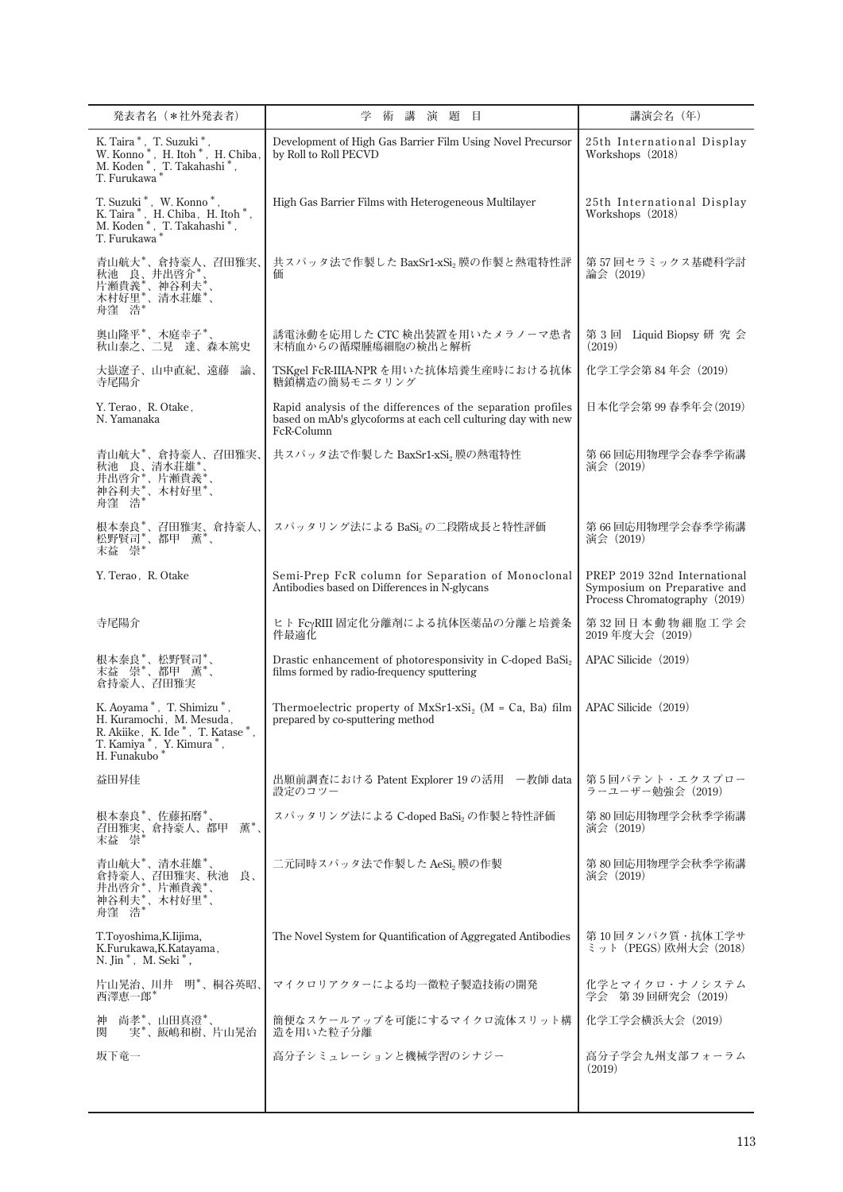| 発表者名（＊社外発表者） | 学　術　講　演　題　目 | 講演会名（年） |
|---|---|---|
| K. Taira＊，T. Suzuki＊，W. Konno＊，H. Itoh＊，H. Chiba，M. Koden＊，T. Takahashi＊，T. Furukawa＊ | Development of High Gas Barrier Film Using Novel Precursor by Roll to Roll PECVD | 25th International Display Workshops（2018） |
| T. Suzuki＊，W. Konno＊，K. Taira＊，H. Chiba，H. Itoh＊，M. Koden＊，T. Takahashi＊，T. Furukawa＊ | High Gas Barrier Films with Heterogeneous Multilayer | 25th International Display Workshops（2018） |
| 青山航大＊、倉持豪人、召田雅実、秋池　良、井出啓介＊、片瀬貴義＊、神谷利夫＊、木村好里＊、清水荘雄＊、舟窪　浩＊ | 共スパッタ法で作製した BaxSr1-xSi$_2$ 膜の作製と熱電特性評価 | 第 57 回セラミックス基礎科学討論会（2019） |
| 奥山隆平＊、木庭幸子＊、秋山泰之、二見　達、森本篤史 | 誘電泳動を応用した CTC 検出装置を用いたメラノーマ患者末梢血からの循環腫瘍細胞の検出と解析 | 第 3 回　Liquid Biopsy 研究会（2019） |
| 大嶽遼子、山中直紀、遠藤　諭、寺尾陽介 | TSKgel FcR-IIIA-NPR を用いた抗体培養生産時における抗体糖鎖構造の簡易モニタリング | 化学工学会第 84 年会（2019） |
| Y. Terao，R. Otake，N. Yamanaka | Rapid analysis of the differences of the separation profiles based on mAb's glycoforms at each cell culturing day with new FcR-Column | 日本化学会第 99 春季年会（2019） |
| 青山航大＊、倉持豪人、召田雅実、秋池　良、清水荘雄＊、井出啓介＊、片瀬貴義＊、神谷利夫＊、木村好里＊、舟窪　浩＊ | 共スパッタ法で作製した BaxSr1-xSi$_2$ 膜の熱電特性 | 第 66 回応用物理学会春季学術講演会（2019） |
| 根本泰良＊、召田雅実、倉持豪人、松野賢司＊、都甲　薫＊、末益　崇＊ | スパッタリング法による BaSi$_2$ の二段階成長と特性評価 | 第 66 回応用物理学会春季学術講演会（2019） |
| Y. Terao，R. Otake | Semi-Prep FcR column for Separation of Monoclonal Antibodies based on Differences in N-glycans | PREP 2019 32nd International Symposium on Preparative and Process Chromatography（2019） |
| 寺尾陽介 | ヒト FcγRIII 固定化分離剤による抗体医薬品の分離と培養条件最適化 | 第 32 回日本動物細胞工学会 2019 年度大会（2019） |
| 根本泰良＊、松野賢司＊、末益　崇＊、都甲　薫＊、倉持豪人、召田雅実 | Drastic enhancement of photoresponsivity in C-doped BaSi$_2$ films formed by radio-frequency sputtering | APAC Silicide（2019） |
| K. Aoyama＊，T. Shimizu＊，H. Kuramochi，M. Mesuda，R. Akiike，K. Ide＊，T. Katase＊，T. Kamiya＊，Y. Kimura＊，H. Funakubo＊ | Thermoelectric property of MxSr1-xSi$_2$ (M = Ca, Ba) film prepared by co-sputtering method | APAC Silicide（2019） |
| 益田昇佳 | 出願前調査における Patent Explorer 19 の活用　－教師 data 設定のコツ－ | 第 5 回パテント・エクスプローラーユーザー勉強会（2019） |
| 根本泰良＊、佐藤拓磨＊、召田雅実、倉持豪人、都甲　薫＊、末益　崇＊ | スパッタリング法による C-doped BaSi$_2$ の作製と特性評価 | 第 80 回応用物理学会秋季学術講演会（2019） |
| 青山航大＊、清水荘雄＊、倉持豪人、召田雅実、秋池　良、井出啓介＊、片瀬貴義＊、神谷利夫＊、木村好里＊、舟窪　浩＊ | 二元同時スパッタ法で作製した AeSi$_2$ 膜の作製 | 第 80 回応用物理学会秋季学術講演会（2019） |
| T.Toyoshima,K.Iijima,K.Furukawa,K.Katayama，N. Jin＊，M. Seki＊， | The Novel System for Quantification of Aggregated Antibodies | 第 10 回タンパク質・抗体工学サミット（PEGS）欧州大会（2018） |
| 片山晃治、川井　明＊、桐谷英昭、西澤恵一郎＊ | マイクロリアクターによる均一微粒子製造技術の開発 | 化学とマイクロ・ナノシステム学会　第 39 回研究会（2019） |
| 神　尚孝＊、山田真澄＊、関　実＊、飯嶋和樹、片山晃治 | 簡便なスケールアップを可能にするマイクロ流体スリット構造を用いた粒子分離 | 化学工学会横浜大会（2019） |
| 坂下竜一 | 高分子シミュレーションと機械学習のシナジー | 高分子学会九州支部フォーラム（2019） |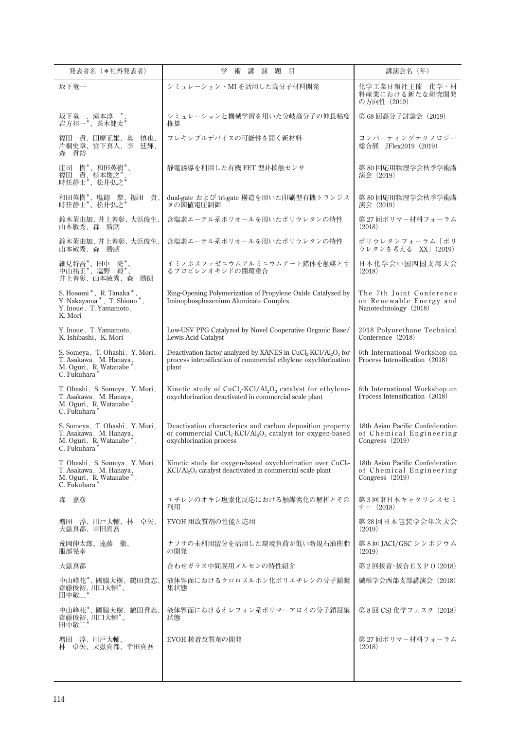| 発表者名（＊社外発表者） | 学　術　講　演　題　目 | 講演会名（年） |
|---|---|---|
| 坂下竜一 | シミュレーション・MI を活用した高分子材料開発 | 化学工業日報社主催　化学・材料産業における新たな研究開発の方向性（2019） |
| 坂下竜一、滝本淳一*、岩方裕一*、茶木健太* | シミュレーションと機械学習を用いた分岐高分子の伸長粘度推算 | 第 68 回高分子討論会（2019） |
| 福田　貴、田靡正雄、奥　慎也、片桐史章、宮下真人、李　廷輝、森　貴裕 | フレキシブルデバイスの可能性を開く新材料 | コンバーティングテクノロジー総合展　JFlex2019（2019） |
| 庄司　樹*、和田英樹*、福田　貴、杉本俊之*、時任静士*、松井弘之* | 静電誘導を利用した有機 FET 型非接触センサ | 第 80 回応用物理学会秋季学術講演会（2019） |
| 和田英樹*、塩飽　黎、福田　貴、時任静士*、松井弘之* | dual-gate および tri-gate 構造を用いた印刷型有機トランジスタの閾値電圧制御 | 第 80 回応用物理学会秋季学術講演会（2019） |
| 鈴木茉由加、井上善彰、大浜俊生、山本敏秀、森　勝朗 | 含塩素エーテル系ポリオールを用いたポリウレタンの特性 | 第 27 回ポリマー材料フォーラム（2018） |
| 鈴木茉由加、井上善彰、大浜俊生、山本敏秀、森　勝朗 | 含塩素エーテル系ポリオールを用いたポリウレタンの特性 | ポリウレタンフォーラム「ポリウレタンを考える　XX」（2019） |
| 細見将吾*、田中　亮*、中山祐正*、塩野　毅*、井上善彰、山本敏秀、森　勝朗 | イミノホスファゼニウムアルミニウムアート錯体を触媒とするプロピレンオキシドの開環重合 | 日本化学会中国四国支部大会（2018） |
| S. Hosomi*, R. Tanaka*, Y. Nakayama*, T. Shiono*, Y. Inoue, T. Yamamoto, K. Mori | Ring-Opening Polymerization of Propylene Oxide Catalyzed by Iminophosphazenium Aluminate Complex | The 7th Joint Conference on Renewable Energy and Nanotechnology（2018） |
| Y. Inoue, T. Yamamoto, K. Ishibashi, K. Mori | Low-USV PPG Catalyzed by Novel Cooperative Organic Base/Lewis Acid Catalyst | 2018 Polyurethane Technical Conference（2018） |
| S. Someya, T. Ohashi, Y. Mori, T. Asakawa, M. Hanaya, M. Oguri, R. Watanabe*, C. Fukuhara* | Deactivation factor analyzed by XANES in $CuCl_2$-$KCl/Al_2O_3$ for process intensification of commercial ethylene oxychlorination plant | 6th International Workshop on Process Intensification（2018） |
| T. Ohashi, S. Someya, Y. Mori, T. Asakawa, M. Hanaya, M. Oguri, R. Watanabe*, C. Fukuhara* | Kinetic study of $CuCl_2$-$KCl/Al_2O_3$ catalyst for ethylene-oxychlorination deactivated in commercial scale plant | 6th International Workshop on Process Intensification（2018） |
| S. Someya, T. Ohashi, Y. Mori, T. Asakawa, M. Hanaya, M. Oguri, R. Watanabe*, C. Fukuhara* | Deactivation characterics and carbon deposition property of commercial $CuCl_2$-$KCl/Al_2O_3$ catalyst for oxygen-based oxychlorination process | 18th Asian Pacific Confederation of Chemical Engineering Congress（2019） |
| T. Ohashi, S. Someya, Y. Mori, T. Asakawa, M. Hanaya, M. Oguri, R. Watanabe*, C. Fukuhara* | Kinetic study for oxygen-based oxychlorination over $CuCl_2$-$KCl/Al_2O_3$ catalyst deactivated in commercial scale plant | 18th Asian Pacific Confederation of Chemical Engineering Congress（2019） |
| 森　嘉彦 | エチレンのオキシ塩素化反応における触媒劣化の解析とその利用 | 第 3 回東日本キャタリシスセミナー（2018） |
| 増田　淳、川戸大輔、林　卓矢、大嶽真都、幸田真吾 | EVOH 用改質剤の性能と応用 | 第 28 回日本包装学会年次大会（2019） |
| 荒岡伸太郎、遠藤　徹、服部晃幸 | ナフサの未利用留分を活用した環境負荷が低い新規石油樹脂の開発 | 第 8 回 JACI/GSC シンポジウム（2019） |
| 大嶽真都 | 合わせガラス中間膜用メルセンの特性紹介 | 第 2 回接着･接合ＥＸＰＯ（2018） |
| 中山峰花*、國脇大樹、鶴田貴志、齋藤俊裕、川口大輔*、田中敬二* | 液体界面におけるクロロスルホン化ポリエチレンの分子鎖凝集状態 | 繊維学会西部支部講演会（2018） |
| 中山峰花*、國脇大樹、鶴田貴志、齋藤俊裕、川口大輔*、田中敬二* | 液体界面におけるオレフィン系ポリマーアロイの分子鎖凝集状態 | 第 8 回 CSJ 化学フェスタ（2018） |
| 増田　淳、川戸大輔、林　卓矢、大嶽真都、幸田真吾 | EVOH 接着改質剤の開発 | 第 27 回ポリマー材料フォーラム（2018） |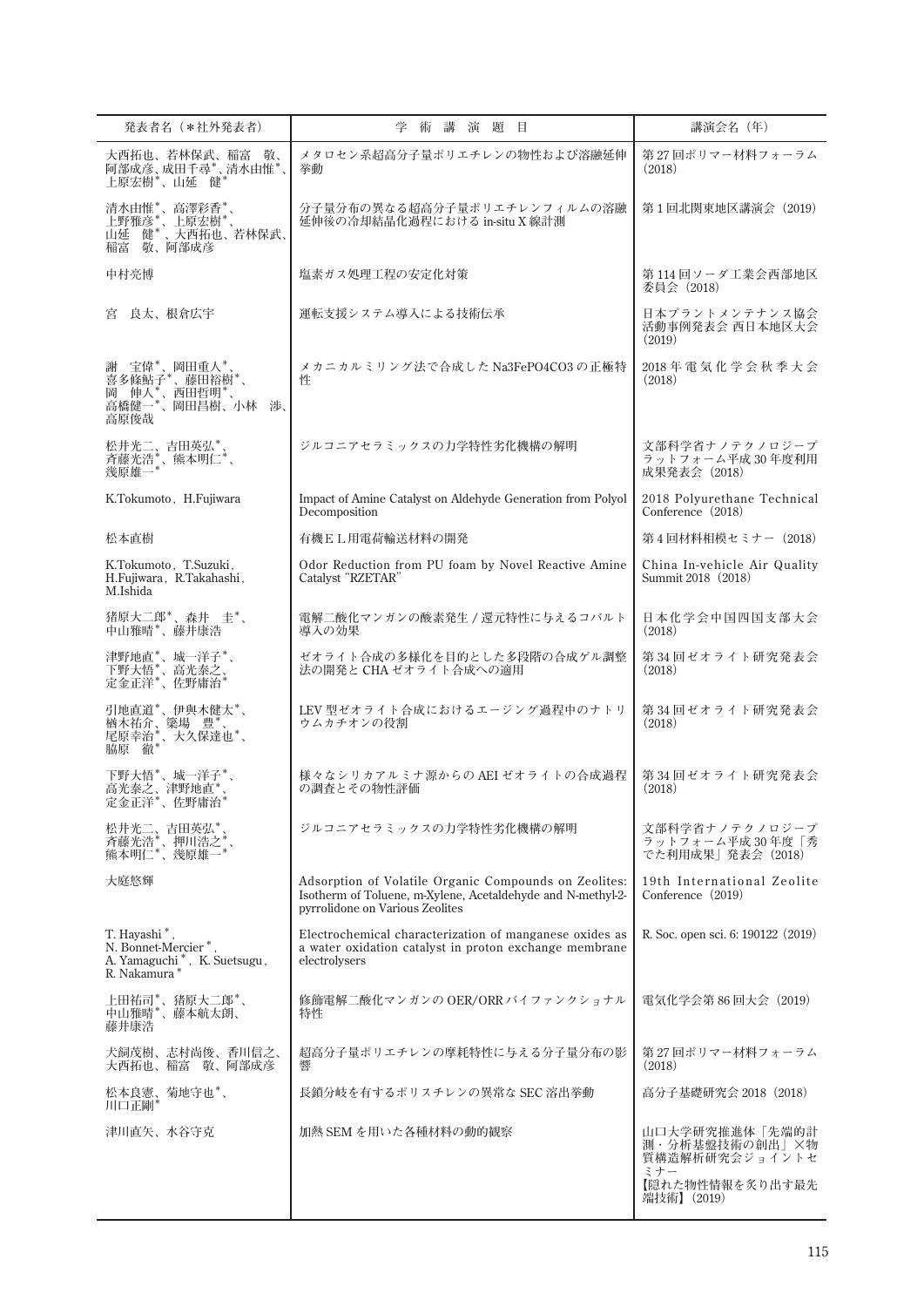| 発表者名（＊社外発表者） | 学　術　講　演　題　目 | 講演会名（年） |
|---|---|---|
| 大西拓也、若林保武、稲富　敬、阿部成彦、成田千尋*、清水由惟*、上原宏樹*、山延　健* | メタロセン系超高分子量ポリエチレンの物性および溶融延伸挙動 | 第27回ポリマー材料フォーラム（2018） |
| 清水由惟*、高澤彩香*、上野雅彦*、上原宏樹*、山延　健*、大西拓也、若林保武、稲富　敬、阿部成彦 | 分子量分布の異なる超高分子量ポリエチレンフィルムの溶融延伸後の冷却結晶化過程における in-situ X線計測 | 第1回北関東地区講演会（2019） |
| 中村亮博 | 塩素ガス処理工程の安定化対策 | 第114回ソーダ工業会西部地区委員会（2018） |
| 宮　良太、根倉広宇 | 運転支援システム導入による技術伝承 | 日本プラントメンテナンス協会活動事例発表会 西日本地区大会（2019） |
| 謝　宝偉*、岡田重人*、喜多條鮎子*、藤田裕樹*、岡　伸人*、西田哲明*、高橋健一*、岡田昌樹、小林　渉、高原俊哉 | メカニカルミリング法で合成した Na3FePO4CO3の正極特性 | 2018年電気化学会秋季大会（2018） |
| 松井光二、吉田英弘*、斉藤光浩*、熊本明仁*、幾原雄一* | ジルコニアセラミックスの力学特性劣化機構の解明 | 文部科学省ナノテクノロジープラットフォーム平成30年度利用成果発表会（2018） |
| K.Tokumoto, H.Fujiwara | Impact of Amine Catalyst on Aldehyde Generation from Polyol Decomposition | 2018 Polyurethane Technical Conference（2018） |
| 松本直樹 | 有機ＥＬ用電荷輸送材料の開発 | 第4回材料相模セミナー（2018） |
| K.Tokumoto, T.Suzuki, H.Fujiwara, R.Takahashi, M.Ishida | Odor Reduction from PU foam by Novel Reactive Amine Catalyst "RZETAR" | China In-vehicle Air Quality Summit 2018（2018） |
| 猪原大二郎*、森井　圭*、中山雅晴*、藤井康浩 | 電解二酸化マンガンの酸素発生 / 還元特性に与えるコバルト導入の効果 | 日本化学会中国四国支部大会（2018） |
| 津野地直*、城一洋子*、下野大悟*、高光泰之、定金正洋*、佐野庸治* | ゼオライト合成の多様化を目的とした多段階の合成ゲル調整法の開発と CHA ゼオライト合成への適用 | 第34回ゼオライト研究発表会（2018） |
| 引地直道*、伊與木健太*、楢木祐介、築場　豊*、尾原幸治*、大久保達也*、脇原　徹* | LEV 型ゼオライト合成におけるエージング過程中のナトリウムカチオンの役割 | 第34回ゼオライト研究発表会（2018） |
| 下野大悟*、城一洋子*、高光泰之、津野地直*、定金正洋*、佐野庸治* | 様々なシリカアルミナ源からの AEI ゼオライトの合成過程の調査とその物性評価 | 第34回ゼオライト研究発表会（2018） |
| 松井光二、吉田英弘*、斉藤光浩*、押川浩之*、熊本明仁*、幾原雄一* | ジルコニアセラミックスの力学特性劣化機構の解明 | 文部科学省ナノテクノロジープラットフォーム平成30年度「秀でた利用成果」発表会（2018） |
| 大庭悠輝 | Adsorption of Volatile Organic Compounds on Zeolites: Isotherm of Toluene, m-Xylene, Acetaldehyde and N-methyl-2-pyrrolidone on Various Zeolites | 19th International Zeolite Conference（2019） |
| T. Hayashi*, N. Bonnet-Mercier*, A. Yamaguchi*, K. Suetsugu, R. Nakamura* | Electrochemical characterization of manganese oxides as a water oxidation catalyst in proton exchange membrane electrolysers | R. Soc. open sci. 6: 190122（2019） |
| 上田祐司*、猪原大二郎*、中山雅晴*、藤本航太朗、藤井康浩 | 修飾電解二酸化マンガンの OER/ORR バイファンクショナル特性 | 電気化学会第86回大会（2019） |
| 犬飼茂樹、志村尚俊、香川信之、大西拓也、稲富　敬、阿部成彦 | 超高分子量ポリエチレンの摩耗特性に与える分子量分布の影響 | 第27回ポリマー材料フォーラム（2018） |
| 松本良憲、菊地守也*、川口正剛* | 長鎖分岐を有するポリスチレンの異常な SEC 溶出挙動 | 高分子基礎研究会 2018（2018） |
| 津川直矢、水谷守克 | 加熱 SEM を用いた各種材料の動的観察 | 山口大学研究推進体「先端的計測・分析基盤技術の創出」×物質構造解析研究会ジョイントセミナー【隠れた物性情報を炙り出す最先端技術】（2019） |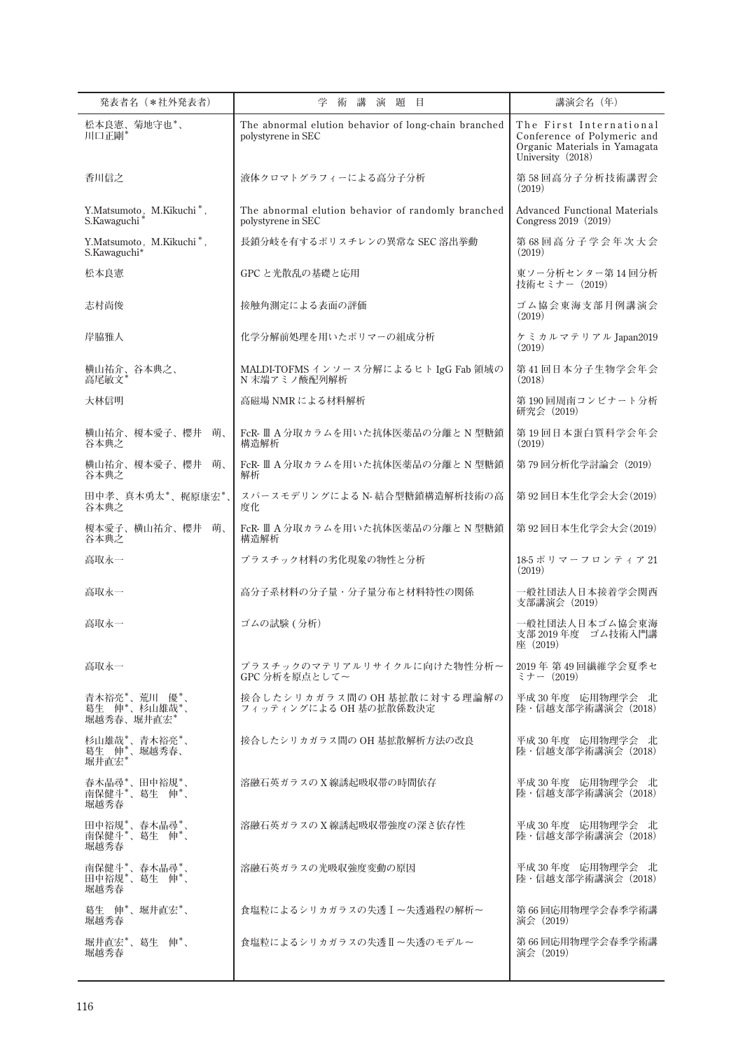| 発表者名（＊社外発表者） | 学　術　講　演　題　目 | 講演会名（年） |
|---|---|---|
| 松本良憲、菊地守也*、川口正剛* | The abnormal elution behavior of long-chain branched polystyrene in SEC | The First International Conference of Polymeric and Organic Materials in Yamagata University（2018） |
| 香川信之 | 液体クロマトグラフィーによる高分子分析 | 第 58 回高分子分析技術講習会（2019） |
| Y.Matsumoto，M.Kikuchi*，S.Kawaguchi* | The abnormal elution behavior of randomly branched polystyrene in SEC | Advanced Functional Materials Congress 2019（2019） |
| Y.Matsumoto，M.Kikuchi*，S.Kawaguchi* | 長鎖分岐を有するポリスチレンの異常な SEC 溶出挙動 | 第 68 回高分子学会年次大会（2019） |
| 松本良憲 | GPC と光散乱の基礎と応用 | 東ソー分析センター第 14 回分析技術セミナー（2019） |
| 志村尚俊 | 接触角測定による表面の評価 | ゴム協会東海支部月例講演会（2019） |
| 岸脇雅人 | 化学分解前処理を用いたポリマーの組成分析 | ケミカルマテリアル Japan2019（2019） |
| 横山祐介、谷本典之、高尾敏文* | MALDI-TOFMS インソース分解によるヒト IgG Fab 領域の N 末端アミノ酸配列解析 | 第 41 回日本分子生物学会年会（2018） |
| 大林信明 | 高磁場 NMR による材料解析 | 第 190 回周南コンビナート分析研究会（2019） |
| 横山祐介、榎本愛子、櫻井　萌、谷本典之 | FcR- Ⅲ A 分取カラムを用いた抗体医薬品の分離と N 型糖鎖構造解析 | 第 19 回日本蛋白質科学会年会（2019） |
| 横山祐介、榎本愛子、櫻井　萌、谷本典之 | FcR- Ⅲ A 分取カラムを用いた抗体医薬品の分離と N 型糖鎖解析 | 第 79 回分析化学討論会（2019） |
| 田中孝、真木勇太*、梶原康宏*、谷本典之 | スパースモデリングによる N- 結合型糖鎖構造解析技術の高度化 | 第 92 回日本生化学会大会（2019） |
| 榎本愛子、横山祐介、櫻井　萌、谷本典之 | FcR- Ⅲ A 分取カラムを用いた抗体医薬品の分離と N 型糖鎖構造解析 | 第 92 回日本生化学会大会（2019） |
| 高取永一 | プラスチック材料の劣化現象の物性と分析 | 18-5 ポリマーフロンティア 21（2019） |
| 高取永一 | 高分子系材料の分子量・分子量分布と材料特性の関係 | 一般社団法人日本接着学会関西支部講演会（2019） |
| 高取永一 | ゴムの試験 ( 分析) | 一般社団法人日本ゴム協会東海支部 2019 年度　ゴム技術入門講座（2019） |
| 高取永一 | プラスチックのマテリアルリサイクルに向けた物性分析～GPC 分析を原点として～ | 2019 年 第 49 回繊維学会夏季セミナー（2019） |
| 青木裕亮*、荒川　優*、葛生　伸*、杉山雄哉*、堀越秀春、堀井直宏* | 接合したシリカガラス間の OH 基拡散に対する理論解のフィッティングによる OH 基の拡散係数決定 | 平成 30 年度　応用物理学会　北陸・信越支部学術講演会（2018） |
| 杉山雄哉*、青木裕亮*、葛生　伸*、堀越秀春、堀井直宏* | 接合したシリカガラス間の OH 基拡散解析方法の改良 | 平成 30 年度　応用物理学会　北陸・信越支部学術講演会（2018） |
| 春木晶尋*、田中裕規*、南保健斗*、葛生　伸*、堀越秀春 | 溶融石英ガラスの X 線誘起吸収帯の時間依存 | 平成 30 年度　応用物理学会　北陸・信越支部学術講演会（2018） |
| 田中裕規*、春木晶尋*、南保健斗*、葛生　伸*、堀越秀春 | 溶融石英ガラスの X 線誘起吸収帯強度の深さ依存性 | 平成 30 年度　応用物理学会　北陸・信越支部学術講演会（2018） |
| 南保健斗*、春木晶尋*、田中裕規*、葛生　伸*、堀越秀春 | 溶融石英ガラスの光吸収強度変動の原因 | 平成 30 年度　応用物理学会　北陸・信越支部学術講演会（2018） |
| 葛生　伸*、堀井直宏*、堀越秀春 | 食塩粒によるシリカガラスの失透Ⅰ～失透過程の解析～ | 第 66 回応用物理学会春季学術講演会（2019） |
| 堀井直宏*、葛生　伸*、堀越秀春 | 食塩粒によるシリカガラスの失透Ⅱ～失透のモデル～ | 第 66 回応用物理学会春季学術講演会（2019） |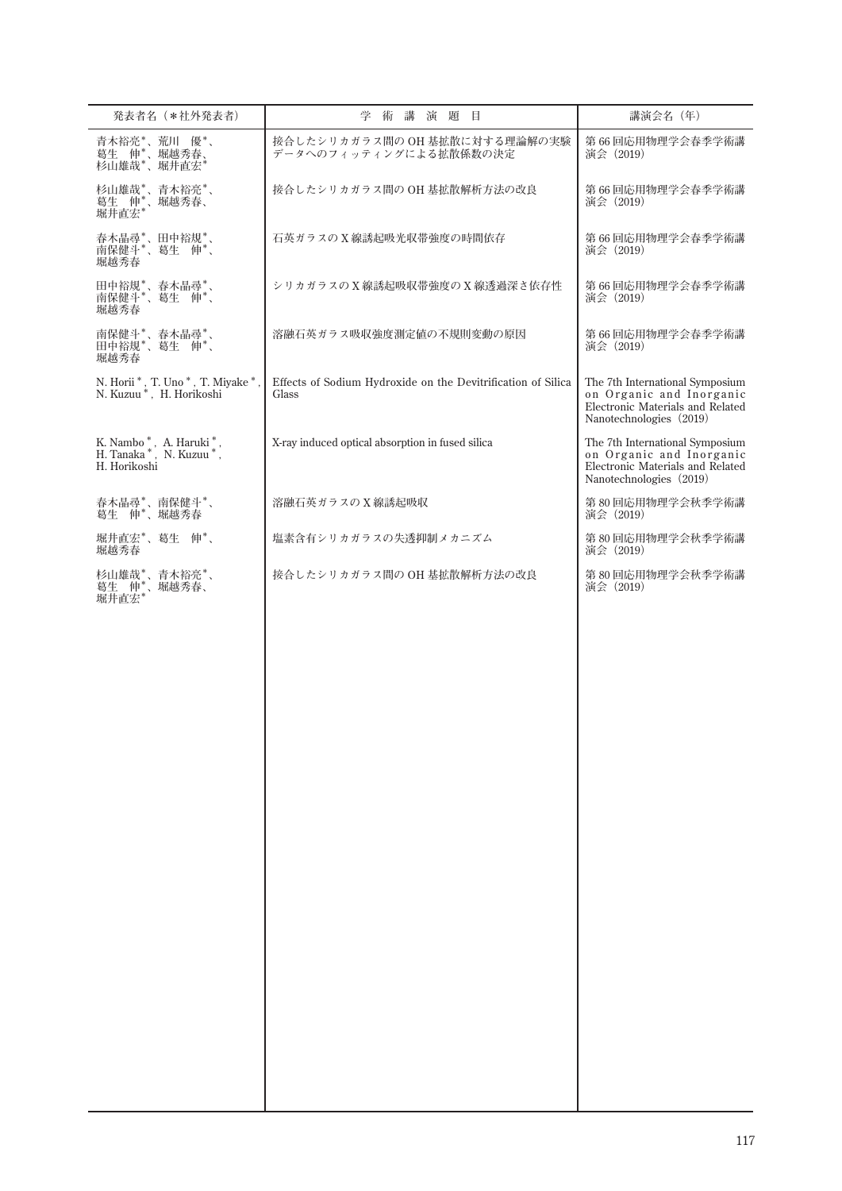| 発表者名（＊社外発表者） | 学　術　講　演　題　目 | 講演会名（年） |
|---|---|---|
| 青木裕亮*、荒川　優*、葛生　伸*、堀越秀春、杉山雄哉*、堀井直宏* | 接合したシリカガラス間の OH 基拡散に対する理論解の実験データへのフィッティングによる拡散係数の決定 | 第 66 回応用物理学会春季学術講演会（2019） |
| 杉山雄哉*、青木裕亮*、葛生　伸*、堀越秀春、堀井直宏* | 接合したシリカガラス間の OH 基拡散解析方法の改良 | 第 66 回応用物理学会春季学術講演会（2019） |
| 春木晶尋*、田中裕規*、南保健斗*、葛生　伸*、堀越秀春 | 石英ガラスの X 線誘起吸光収帯強度の時間依存 | 第 66 回応用物理学会春季学術講演会（2019） |
| 田中裕規*、春木晶尋*、南保健斗*、葛生　伸*、堀越秀春 | シリカガラスの X 線誘起吸収帯強度の X 線透過深さ依存性 | 第 66 回応用物理学会春季学術講演会（2019） |
| 南保健斗*、春木晶尋*、田中裕規*、葛生　伸*、堀越秀春 | 溶融石英ガラス吸収強度測定値の不規則変動の原因 | 第 66 回応用物理学会春季学術講演会（2019） |
| N. Horii*, T. Uno*, T. Miyake*, N. Kuzuu*, H. Horikoshi | Effects of Sodium Hydroxide on the Devitrification of Silica Glass | The 7th International Symposium on Organic and Inorganic Electronic Materials and Related Nanotechnologies（2019） |
| K. Nambo*, A. Haruki*, H. Tanaka*, N. Kuzuu*, H. Horikoshi | X-ray induced optical absorption in fused silica | The 7th International Symposium on Organic and Inorganic Electronic Materials and Related Nanotechnologies（2019） |
| 春木晶尋*、南保健斗*、葛生　伸*、堀越秀春 | 溶融石英ガラスの X 線誘起吸収 | 第 80 回応用物理学会秋季学術講演会（2019） |
| 堀井直宏*、葛生　伸*、堀越秀春 | 塩素含有シリカガラスの失透抑制メカニズム | 第 80 回応用物理学会秋季学術講演会（2019） |
| 杉山雄哉*、青木裕亮*、葛生　伸*、堀越秀春、堀井直宏* | 接合したシリカガラス間の OH 基拡散解析方法の改良 | 第 80 回応用物理学会秋季学術講演会（2019） |